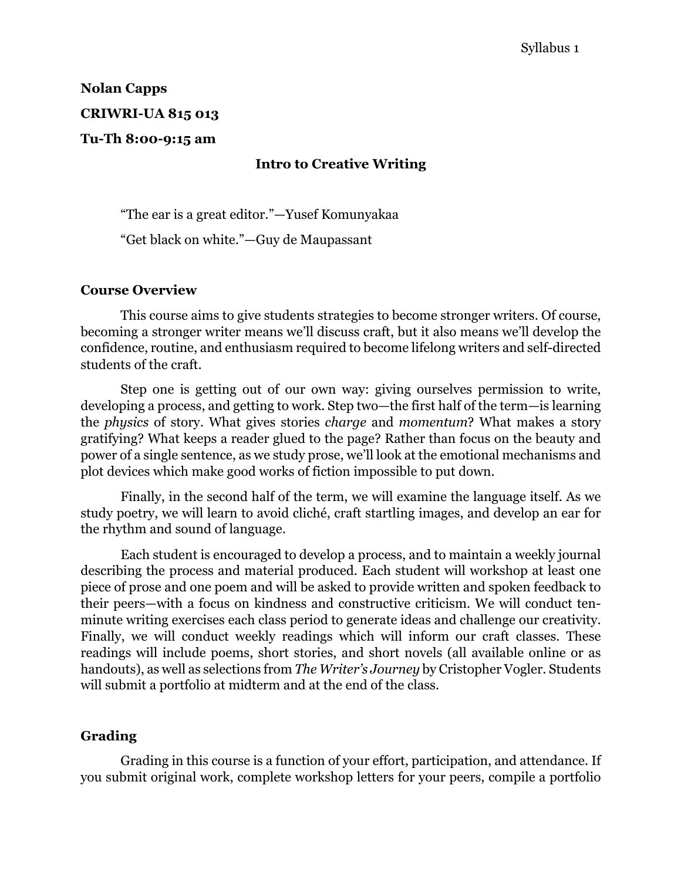**Nolan Capps**

**CRIWRI-UA 815 013**

**Tu-Th 8:00-9:15 am**

# Intro to Creative Writing

> "The ear is a great editor."—Yusef Komunyakaa
>
> "Get black on white."—Guy de Maupassant

## Course Overview

This course aims to give students strategies to become stronger writers. Of course, becoming a stronger writer means we'll discuss craft, but it also means we'll develop the confidence, routine, and enthusiasm required to become lifelong writers and self-directed students of the craft.

Step one is getting out of our own way: giving ourselves permission to write, developing a process, and getting to work. Step two—the first half of the term—is learning the *physics* of story. What gives stories *charge* and *momentum*? What makes a story gratifying? What keeps a reader glued to the page? Rather than focus on the beauty and power of a single sentence, as we study prose, we'll look at the emotional mechanisms and plot devices which make good works of fiction impossible to put down.

Finally, in the second half of the term, we will examine the language itself. As we study poetry, we will learn to avoid cliché, craft startling images, and develop an ear for the rhythm and sound of language.

Each student is encouraged to develop a process, and to maintain a weekly journal describing the process and material produced. Each student will workshop at least one piece of prose and one poem and will be asked to provide written and spoken feedback to their peers—with a focus on kindness and constructive criticism. We will conduct ten-minute writing exercises each class period to generate ideas and challenge our creativity. Finally, we will conduct weekly readings which will inform our craft classes. These readings will include poems, short stories, and short novels (all available online or as handouts), as well as selections from *The Writer's Journey* by Cristopher Vogler. Students will submit a portfolio at midterm and at the end of the class.

## Grading

Grading in this course is a function of your effort, participation, and attendance. If you submit original work, complete workshop letters for your peers, compile a portfolio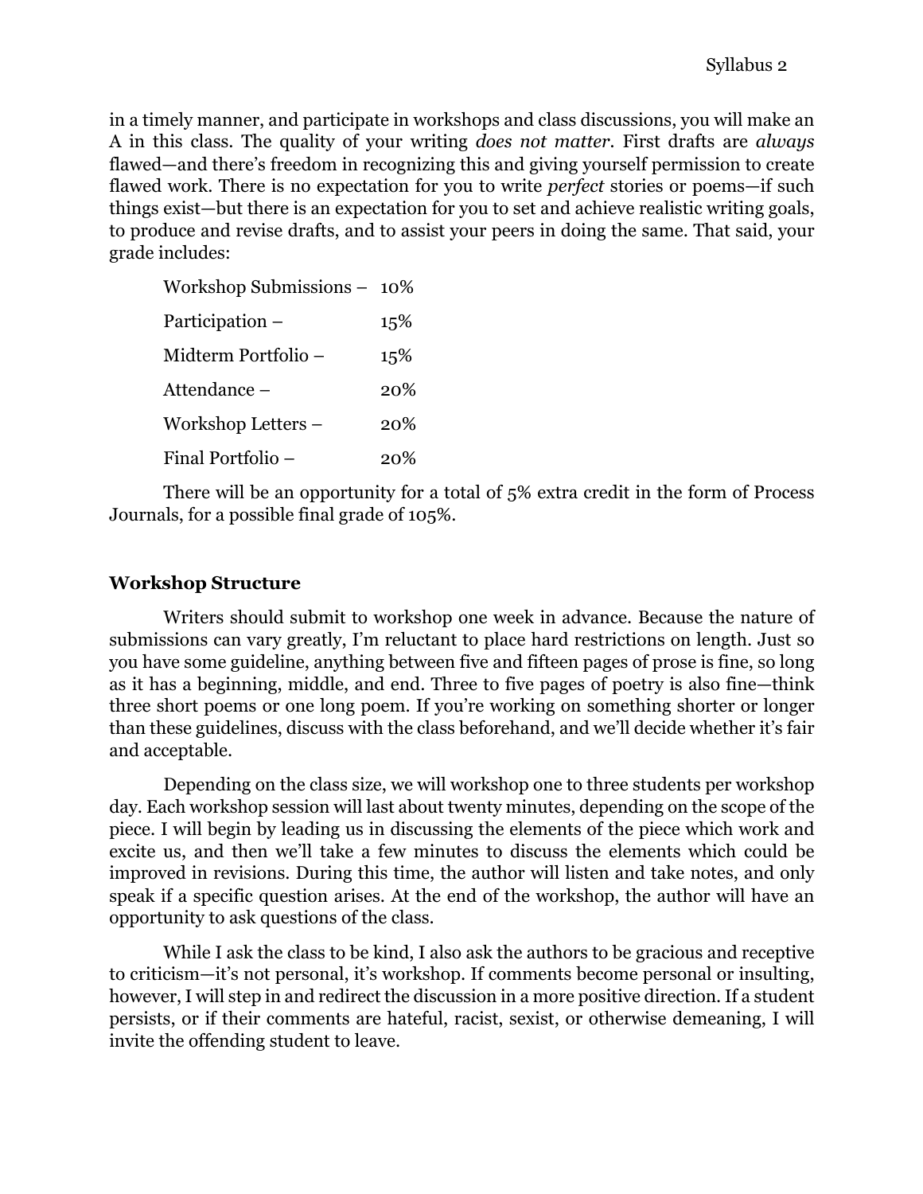in a timely manner, and participate in workshops and class discussions, you will make an A in this class. The quality of your writing *does not matter*. First drafts are *always* flawed—and there's freedom in recognizing this and giving yourself permission to create flawed work. There is no expectation for you to write *perfect* stories or poems—if such things exist—but there is an expectation for you to set and achieve realistic writing goals, to produce and revise drafts, and to assist your peers in doing the same. That said, your grade includes:

| | |
|---|---|
| Workshop Submissions – | 10% |
| Participation – | 15% |
| Midterm Portfolio – | 15% |
| Attendance – | 20% |
| Workshop Letters – | 20% |
| Final Portfolio – | 20% |

There will be an opportunity for a total of 5% extra credit in the form of Process Journals, for a possible final grade of 105%.

### Workshop Structure

Writers should submit to workshop one week in advance. Because the nature of submissions can vary greatly, I'm reluctant to place hard restrictions on length. Just so you have some guideline, anything between five and fifteen pages of prose is fine, so long as it has a beginning, middle, and end. Three to five pages of poetry is also fine—think three short poems or one long poem. If you're working on something shorter or longer than these guidelines, discuss with the class beforehand, and we'll decide whether it's fair and acceptable.

Depending on the class size, we will workshop one to three students per workshop day. Each workshop session will last about twenty minutes, depending on the scope of the piece. I will begin by leading us in discussing the elements of the piece which work and excite us, and then we'll take a few minutes to discuss the elements which could be improved in revisions. During this time, the author will listen and take notes, and only speak if a specific question arises. At the end of the workshop, the author will have an opportunity to ask questions of the class.

While I ask the class to be kind, I also ask the authors to be gracious and receptive to criticism—it's not personal, it's workshop. If comments become personal or insulting, however, I will step in and redirect the discussion in a more positive direction. If a student persists, or if their comments are hateful, racist, sexist, or otherwise demeaning, I will invite the offending student to leave.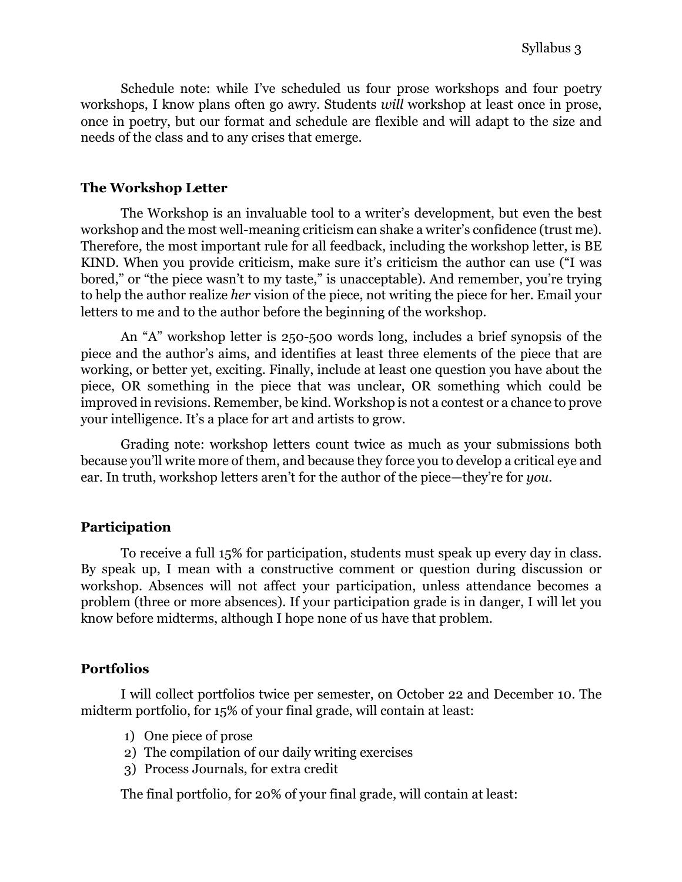Schedule note: while I've scheduled us four prose workshops and four poetry workshops, I know plans often go awry. Students *will* workshop at least once in prose, once in poetry, but our format and schedule are flexible and will adapt to the size and needs of the class and to any crises that emerge.

### The Workshop Letter

The Workshop is an invaluable tool to a writer's development, but even the best workshop and the most well-meaning criticism can shake a writer's confidence (trust me). Therefore, the most important rule for all feedback, including the workshop letter, is BE KIND. When you provide criticism, make sure it's criticism the author can use ("I was bored," or "the piece wasn't to my taste," is unacceptable). And remember, you're trying to help the author realize *her* vision of the piece, not writing the piece for her. Email your letters to me and to the author before the beginning of the workshop.

An "A" workshop letter is 250-500 words long, includes a brief synopsis of the piece and the author's aims, and identifies at least three elements of the piece that are working, or better yet, exciting. Finally, include at least one question you have about the piece, OR something in the piece that was unclear, OR something which could be improved in revisions. Remember, be kind. Workshop is not a contest or a chance to prove your intelligence. It's a place for art and artists to grow.

Grading note: workshop letters count twice as much as your submissions both because you'll write more of them, and because they force you to develop a critical eye and ear. In truth, workshop letters aren't for the author of the piece—they're for *you*.

### Participation

To receive a full 15% for participation, students must speak up every day in class. By speak up, I mean with a constructive comment or question during discussion or workshop. Absences will not affect your participation, unless attendance becomes a problem (three or more absences). If your participation grade is in danger, I will let you know before midterms, although I hope none of us have that problem.

### Portfolios

I will collect portfolios twice per semester, on October 22 and December 10. The midterm portfolio, for 15% of your final grade, will contain at least:

1) One piece of prose
2) The compilation of our daily writing exercises
3) Process Journals, for extra credit

The final portfolio, for 20% of your final grade, will contain at least: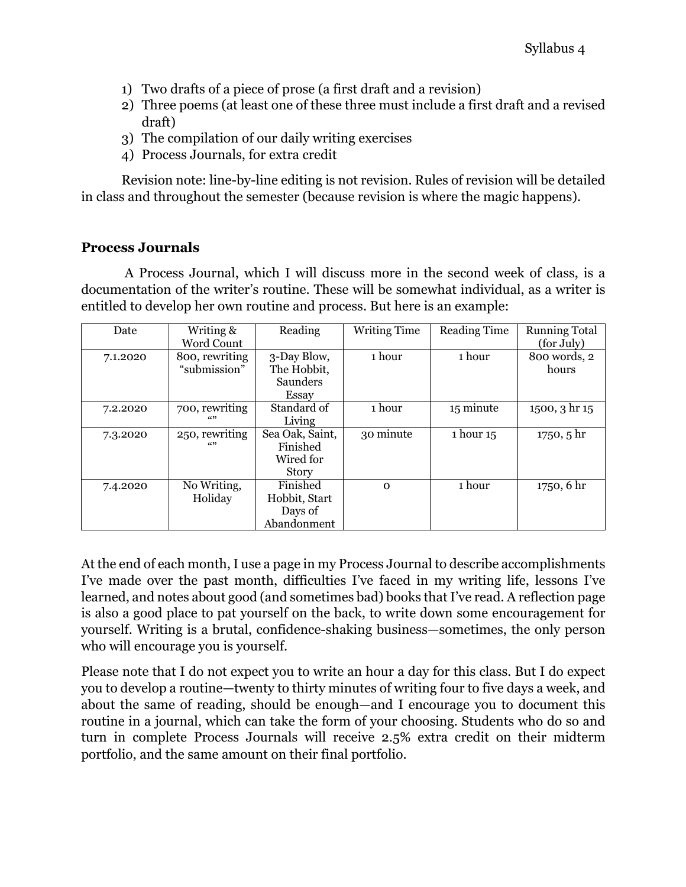1) Two drafts of a piece of prose (a first draft and a revision)
2) Three poems (at least one of these three must include a first draft and a revised draft)
3) The compilation of our daily writing exercises
4) Process Journals, for extra credit

Revision note: line-by-line editing is not revision. Rules of revision will be detailed in class and throughout the semester (because revision is where the magic happens).

**Process Journals**

A Process Journal, which I will discuss more in the second week of class, is a documentation of the writer's routine. These will be somewhat individual, as a writer is entitled to develop her own routine and process. But here is an example:

| Date | Writing & Word Count | Reading | Writing Time | Reading Time | Running Total (for July) |
|---|---|---|---|---|---|
| 7.1.2020 | 800, rewriting "submission" | 3-Day Blow, The Hobbit, Saunders Essay | 1 hour | 1 hour | 800 words, 2 hours |
| 7.2.2020 | 700, rewriting "" | Standard of Living | 1 hour | 15 minute | 1500, 3 hr 15 |
| 7.3.2020 | 250, rewriting "" | Sea Oak, Saint, Finished Wired for Story | 30 minute | 1 hour 15 | 1750, 5 hr |
| 7.4.2020 | No Writing, Holiday | Finished Hobbit, Start Days of Abandonment | 0 | 1 hour | 1750, 6 hr |

At the end of each month, I use a page in my Process Journal to describe accomplishments I've made over the past month, difficulties I've faced in my writing life, lessons I've learned, and notes about good (and sometimes bad) books that I've read. A reflection page is also a good place to pat yourself on the back, to write down some encouragement for yourself. Writing is a brutal, confidence-shaking business—sometimes, the only person who will encourage you is yourself.

Please note that I do not expect you to write an hour a day for this class. But I do expect you to develop a routine—twenty to thirty minutes of writing four to five days a week, and about the same of reading, should be enough—and I encourage you to document this routine in a journal, which can take the form of your choosing. Students who do so and turn in complete Process Journals will receive 2.5% extra credit on their midterm portfolio, and the same amount on their final portfolio.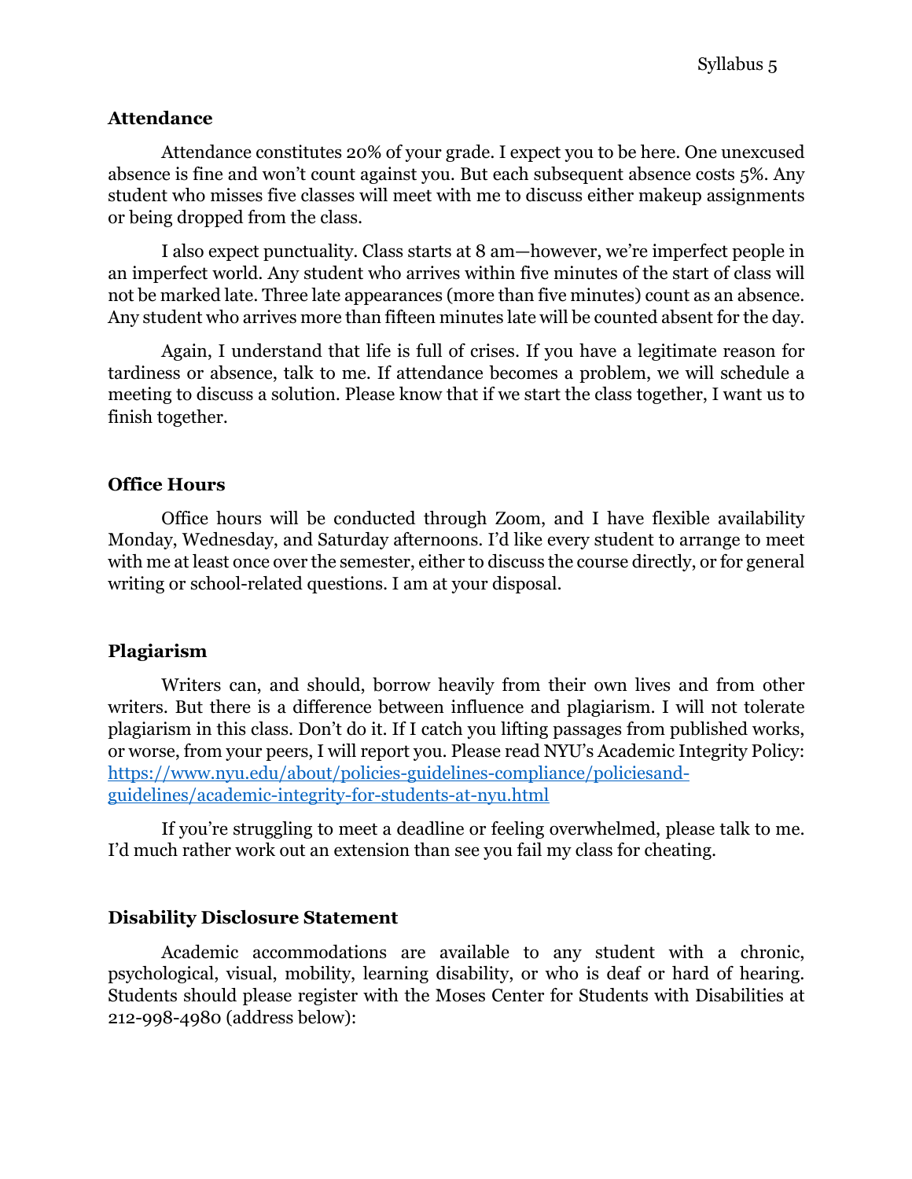### Attendance

Attendance constitutes 20% of your grade. I expect you to be here. One unexcused absence is fine and won't count against you. But each subsequent absence costs 5%. Any student who misses five classes will meet with me to discuss either makeup assignments or being dropped from the class.

I also expect punctuality. Class starts at 8 am—however, we're imperfect people in an imperfect world. Any student who arrives within five minutes of the start of class will not be marked late. Three late appearances (more than five minutes) count as an absence. Any student who arrives more than fifteen minutes late will be counted absent for the day.

Again, I understand that life is full of crises. If you have a legitimate reason for tardiness or absence, talk to me. If attendance becomes a problem, we will schedule a meeting to discuss a solution. Please know that if we start the class together, I want us to finish together.

### Office Hours

Office hours will be conducted through Zoom, and I have flexible availability Monday, Wednesday, and Saturday afternoons. I'd like every student to arrange to meet with me at least once over the semester, either to discuss the course directly, or for general writing or school-related questions. I am at your disposal.

### Plagiarism

Writers can, and should, borrow heavily from their own lives and from other writers. But there is a difference between influence and plagiarism. I will not tolerate plagiarism in this class. Don't do it. If I catch you lifting passages from published works, or worse, from your peers, I will report you. Please read NYU's Academic Integrity Policy: [https://www.nyu.edu/about/policies-guidelines-compliance/policiesand-guidelines/academic-integrity-for-students-at-nyu.html](https://www.nyu.edu/about/policies-guidelines-compliance/policiesand-guidelines/academic-integrity-for-students-at-nyu.html)

If you're struggling to meet a deadline or feeling overwhelmed, please talk to me. I'd much rather work out an extension than see you fail my class for cheating.

### Disability Disclosure Statement

Academic accommodations are available to any student with a chronic, psychological, visual, mobility, learning disability, or who is deaf or hard of hearing. Students should please register with the Moses Center for Students with Disabilities at 212-998-4980 (address below):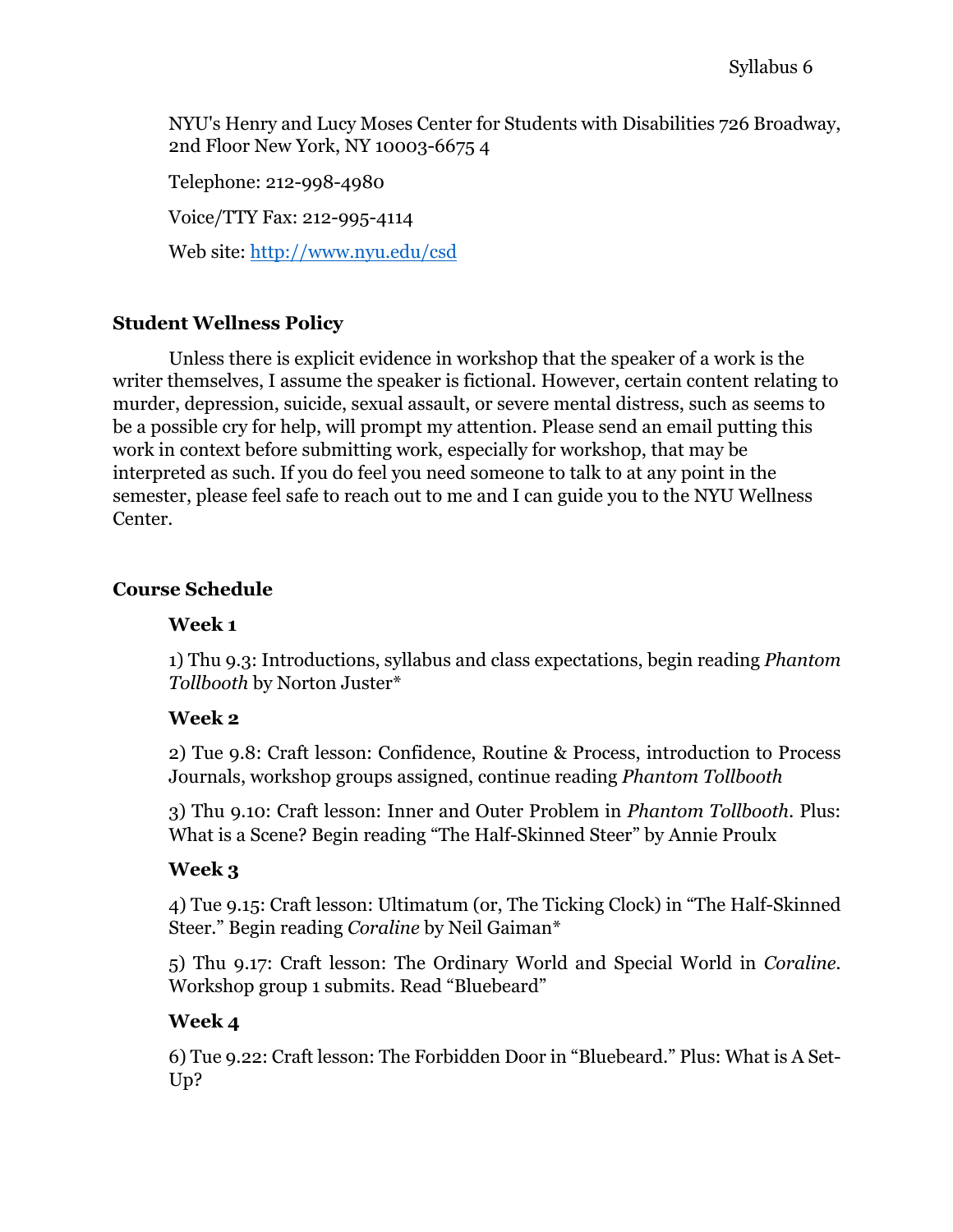NYU's Henry and Lucy Moses Center for Students with Disabilities 726 Broadway, 2nd Floor New York, NY 10003-6675 4

Telephone: 212-998-4980

Voice/TTY Fax: 212-995-4114

Web site: [http://www.nyu.edu/csd](http://www.nyu.edu/csd)

## Student Wellness Policy

Unless there is explicit evidence in workshop that the speaker of a work is the writer themselves, I assume the speaker is fictional. However, certain content relating to murder, depression, suicide, sexual assault, or severe mental distress, such as seems to be a possible cry for help, will prompt my attention. Please send an email putting this work in context before submitting work, especially for workshop, that may be interpreted as such. If you do feel you need someone to talk to at any point in the semester, please feel safe to reach out to me and I can guide you to the NYU Wellness Center.

## Course Schedule

### Week 1

1) Thu 9.3: Introductions, syllabus and class expectations, begin reading *Phantom Tollbooth* by Norton Juster*

### Week 2

2) Tue 9.8: Craft lesson: Confidence, Routine & Process, introduction to Process Journals, workshop groups assigned, continue reading *Phantom Tollbooth*

3) Thu 9.10: Craft lesson: Inner and Outer Problem in *Phantom Tollbooth*. Plus: What is a Scene? Begin reading "The Half-Skinned Steer" by Annie Proulx

### Week 3

4) Tue 9.15: Craft lesson: Ultimatum (or, The Ticking Clock) in "The Half-Skinned Steer." Begin reading *Coraline* by Neil Gaiman*

5) Thu 9.17: Craft lesson: The Ordinary World and Special World in *Coraline*. Workshop group 1 submits. Read "Bluebeard"

### Week 4

6) Tue 9.22: Craft lesson: The Forbidden Door in "Bluebeard." Plus: What is A Set-Up?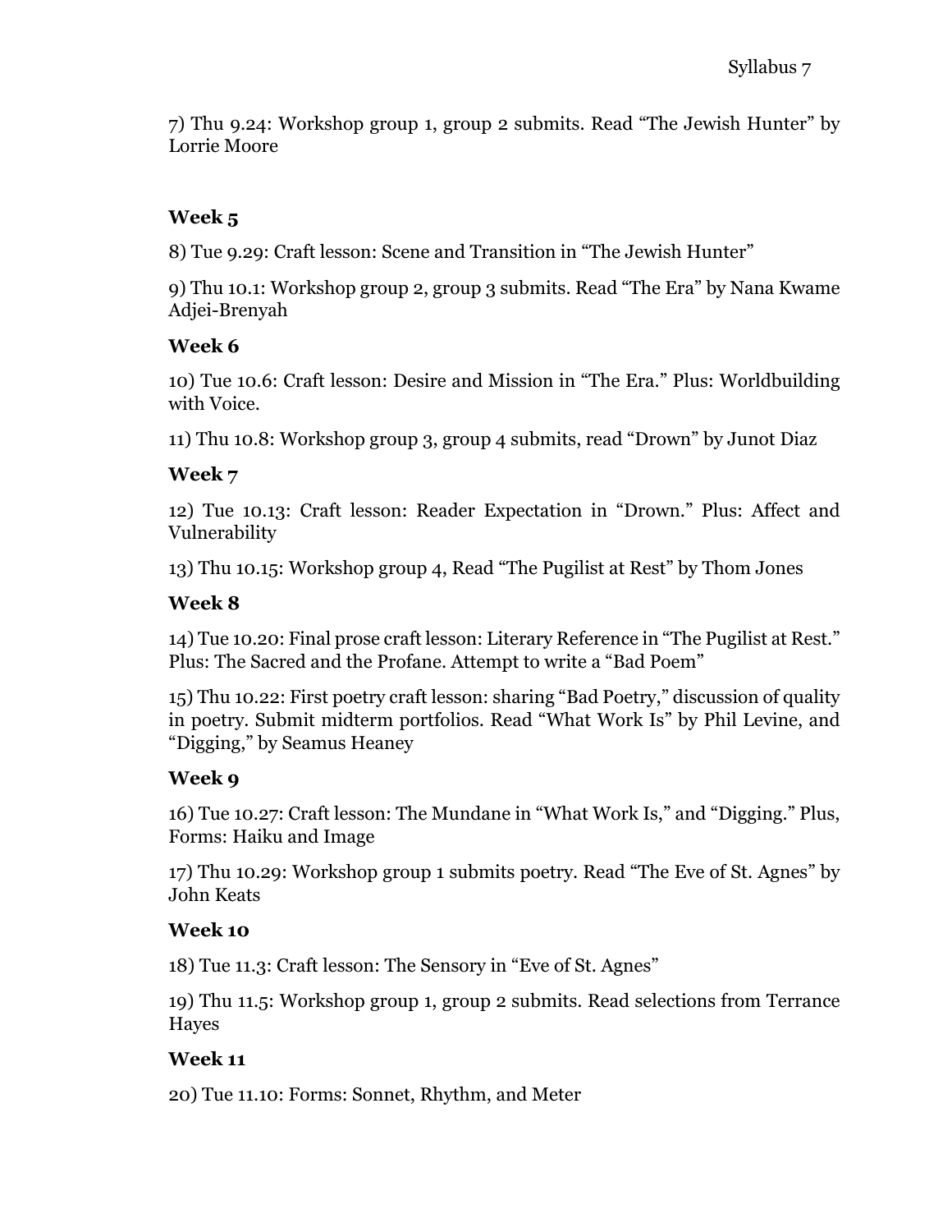7) Thu 9.24: Workshop group 1, group 2 submits. Read "The Jewish Hunter" by Lorrie Moore

### Week 5

8) Tue 9.29: Craft lesson: Scene and Transition in "The Jewish Hunter"

9) Thu 10.1: Workshop group 2, group 3 submits. Read "The Era" by Nana Kwame Adjei-Brenyah

### Week 6

10) Tue 10.6: Craft lesson: Desire and Mission in "The Era." Plus: Worldbuilding with Voice.

11) Thu 10.8: Workshop group 3, group 4 submits, read "Drown" by Junot Diaz

### Week 7

12) Tue 10.13: Craft lesson: Reader Expectation in "Drown." Plus: Affect and Vulnerability

13) Thu 10.15: Workshop group 4, Read "The Pugilist at Rest" by Thom Jones

### Week 8

14) Tue 10.20: Final prose craft lesson: Literary Reference in "The Pugilist at Rest." Plus: The Sacred and the Profane. Attempt to write a "Bad Poem"

15) Thu 10.22: First poetry craft lesson: sharing "Bad Poetry," discussion of quality in poetry. Submit midterm portfolios. Read "What Work Is" by Phil Levine, and "Digging," by Seamus Heaney

### Week 9

16) Tue 10.27: Craft lesson: The Mundane in "What Work Is," and "Digging." Plus, Forms: Haiku and Image

17) Thu 10.29: Workshop group 1 submits poetry. Read "The Eve of St. Agnes" by John Keats

### Week 10

18) Tue 11.3: Craft lesson: The Sensory in "Eve of St. Agnes"

19) Thu 11.5: Workshop group 1, group 2 submits. Read selections from Terrance Hayes

### Week 11

20) Tue 11.10: Forms: Sonnet, Rhythm, and Meter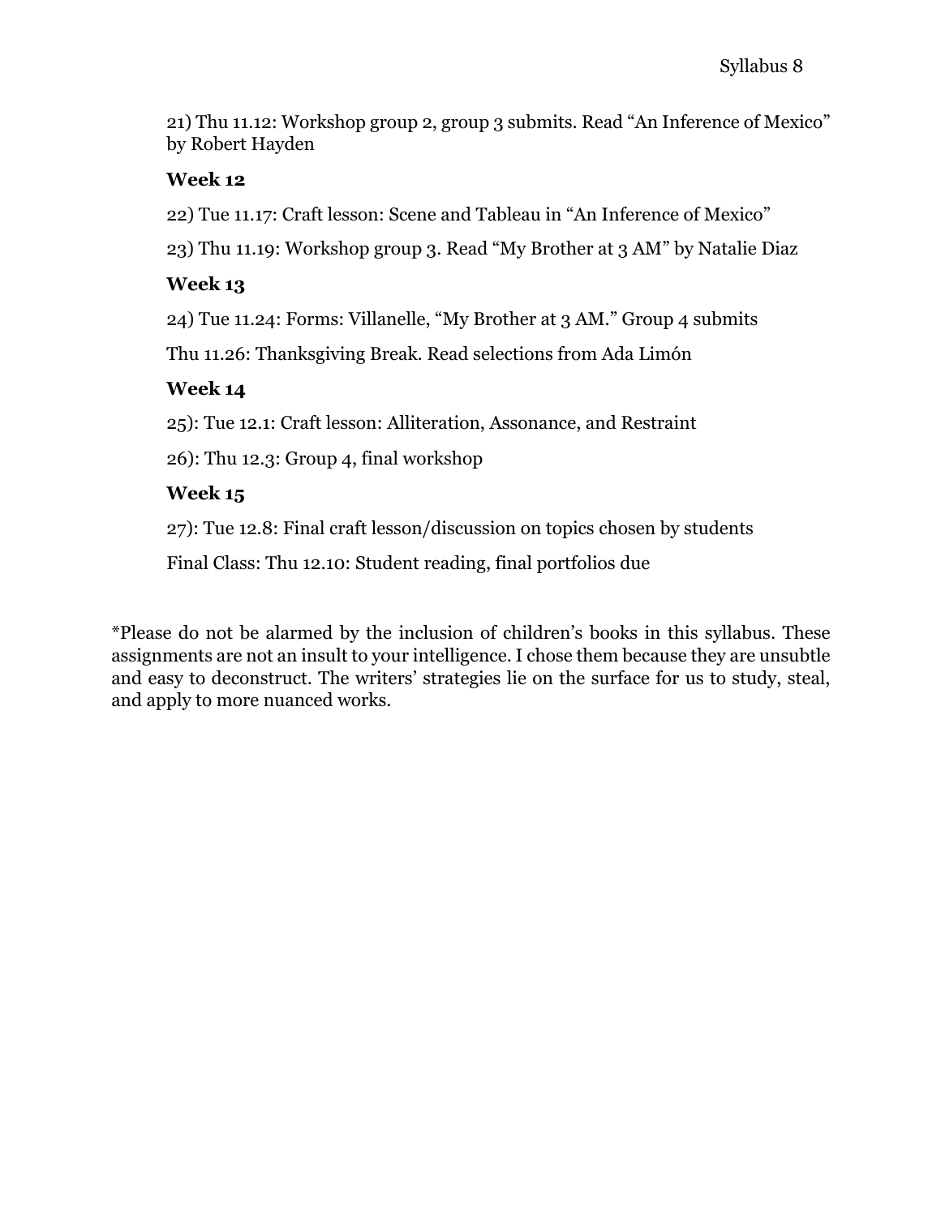21) Thu 11.12: Workshop group 2, group 3 submits. Read "An Inference of Mexico" by Robert Hayden

**Week 12**

22) Tue 11.17: Craft lesson: Scene and Tableau in "An Inference of Mexico"

23) Thu 11.19: Workshop group 3. Read "My Brother at 3 AM" by Natalie Diaz

**Week 13**

24) Tue 11.24: Forms: Villanelle, "My Brother at 3 AM." Group 4 submits

Thu 11.26: Thanksgiving Break. Read selections from Ada Limón

**Week 14**

25): Tue 12.1: Craft lesson: Alliteration, Assonance, and Restraint

26): Thu 12.3: Group 4, final workshop

**Week 15**

27): Tue 12.8: Final craft lesson/discussion on topics chosen by students

Final Class: Thu 12.10: Student reading, final portfolios due

*Please do not be alarmed by the inclusion of children's books in this syllabus. These assignments are not an insult to your intelligence. I chose them because they are unsubtle and easy to deconstruct. The writers' strategies lie on the surface for us to study, steal, and apply to more nuanced works.